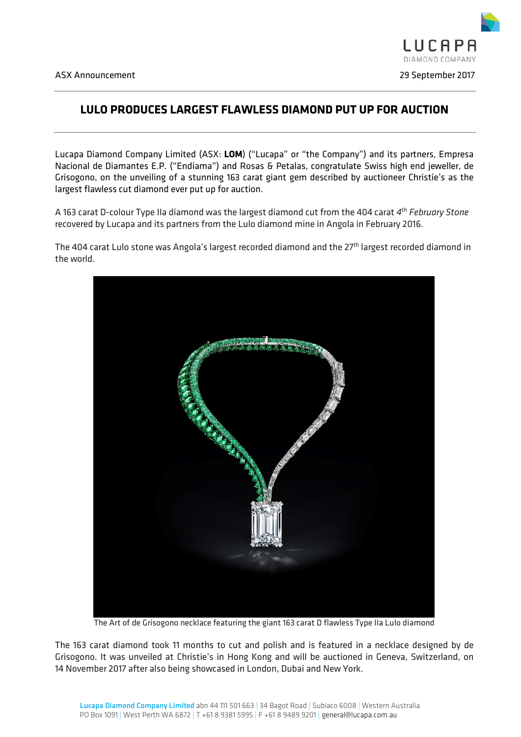ASX Announcement

29 September 2017

# LULO PRODUCES LARGEST FLAWLESS DIAMOND PUT UP FOR AUCTION

Lucapa Diamond Company Limited (ASX: **LOM**) ("Lucapa" or "the Company") and its partners, Empresa Nacional de Diamantes E.P. ("Endiama") and Rosas & Petalas, congratulate Swiss high end jeweller, de Grisogono, on the unveiling of a stunning 163 carat giant gem described by auctioneer Christie's as the largest flawless cut diamond ever put up for auction.

A 163 carat D-colour Type IIa diamond was the largest diamond cut from the 404 carat *4th February Stone* recovered by Lucapa and its partners from the Lulo diamond mine in Angola in February 2016.

The 404 carat Lulo stone was Angola's largest recorded diamond and the 27th largest recorded diamond in the world.

The Art of de Grisogono necklace featuring the giant 163 carat D flawless Type IIa Lulo diamond

The 163 carat diamond took 11 months to cut and polish and is featured in a necklace designed by de Grisogono. It was unveiled at Christie's in Hong Kong and will be auctioned in Geneva, Switzerland, on 14 November 2017 after also being showcased in London, Dubai and New York.

**Lucapa Diamond Company Limited** abn 44 111 501 663 | 34 Bagot Road | Subiaco 6008 | Western Australia
PO Box 1091 | West Perth WA 6872 | T +61 8 9381 5995 | F +61 8 9489 9201 | general@lucapa.com.au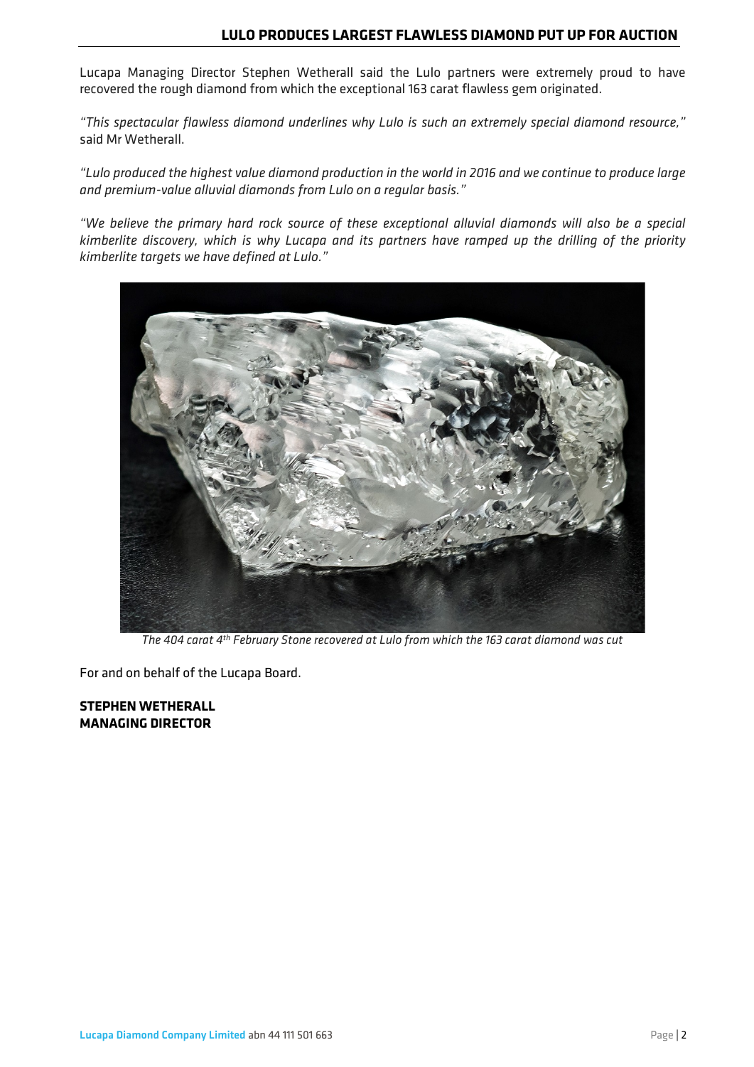Lucapa Managing Director Stephen Wetherall said the Lulo partners were extremely proud to have recovered the rough diamond from which the exceptional 163 carat flawless gem originated.

*"This spectacular flawless diamond underlines why Lulo is such an extremely special diamond resource,"* said Mr Wetherall.

*"Lulo produced the highest value diamond production in the world in 2016 and we continue to produce large and premium-value alluvial diamonds from Lulo on a regular basis."*

*"We believe the primary hard rock source of these exceptional alluvial diamonds will also be a special kimberlite discovery, which is why Lucapa and its partners have ramped up the drilling of the priority kimberlite targets we have defined at Lulo."*

*The 404 carat 4th February Stone recovered at Lulo from which the 163 carat diamond was cut*

For and on behalf of the Lucapa Board.

**STEPHEN WETHERALL**
**MANAGING DIRECTOR**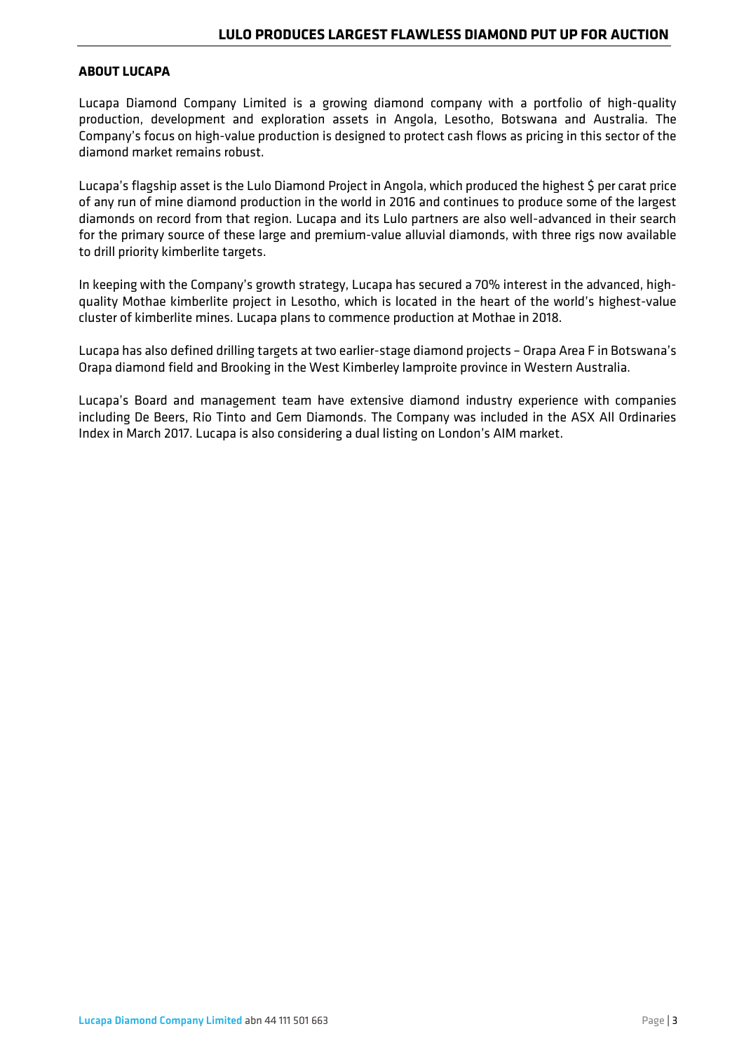## ABOUT LUCAPA

Lucapa Diamond Company Limited is a growing diamond company with a portfolio of high-quality production, development and exploration assets in Angola, Lesotho, Botswana and Australia. The Company's focus on high-value production is designed to protect cash flows as pricing in this sector of the diamond market remains robust.

Lucapa's flagship asset is the Lulo Diamond Project in Angola, which produced the highest $ per carat price of any run of mine diamond production in the world in 2016 and continues to produce some of the largest diamonds on record from that region. Lucapa and its Lulo partners are also well-advanced in their search for the primary source of these large and premium-value alluvial diamonds, with three rigs now available to drill priority kimberlite targets.

In keeping with the Company's growth strategy, Lucapa has secured a 70% interest in the advanced, high-quality Mothae kimberlite project in Lesotho, which is located in the heart of the world's highest-value cluster of kimberlite mines. Lucapa plans to commence production at Mothae in 2018.

Lucapa has also defined drilling targets at two earlier-stage diamond projects – Orapa Area F in Botswana's Orapa diamond field and Brooking in the West Kimberley lamproite province in Western Australia.

Lucapa's Board and management team have extensive diamond industry experience with companies including De Beers, Rio Tinto and Gem Diamonds. The Company was included in the ASX All Ordinaries Index in March 2017. Lucapa is also considering a dual listing on London's AIM market.